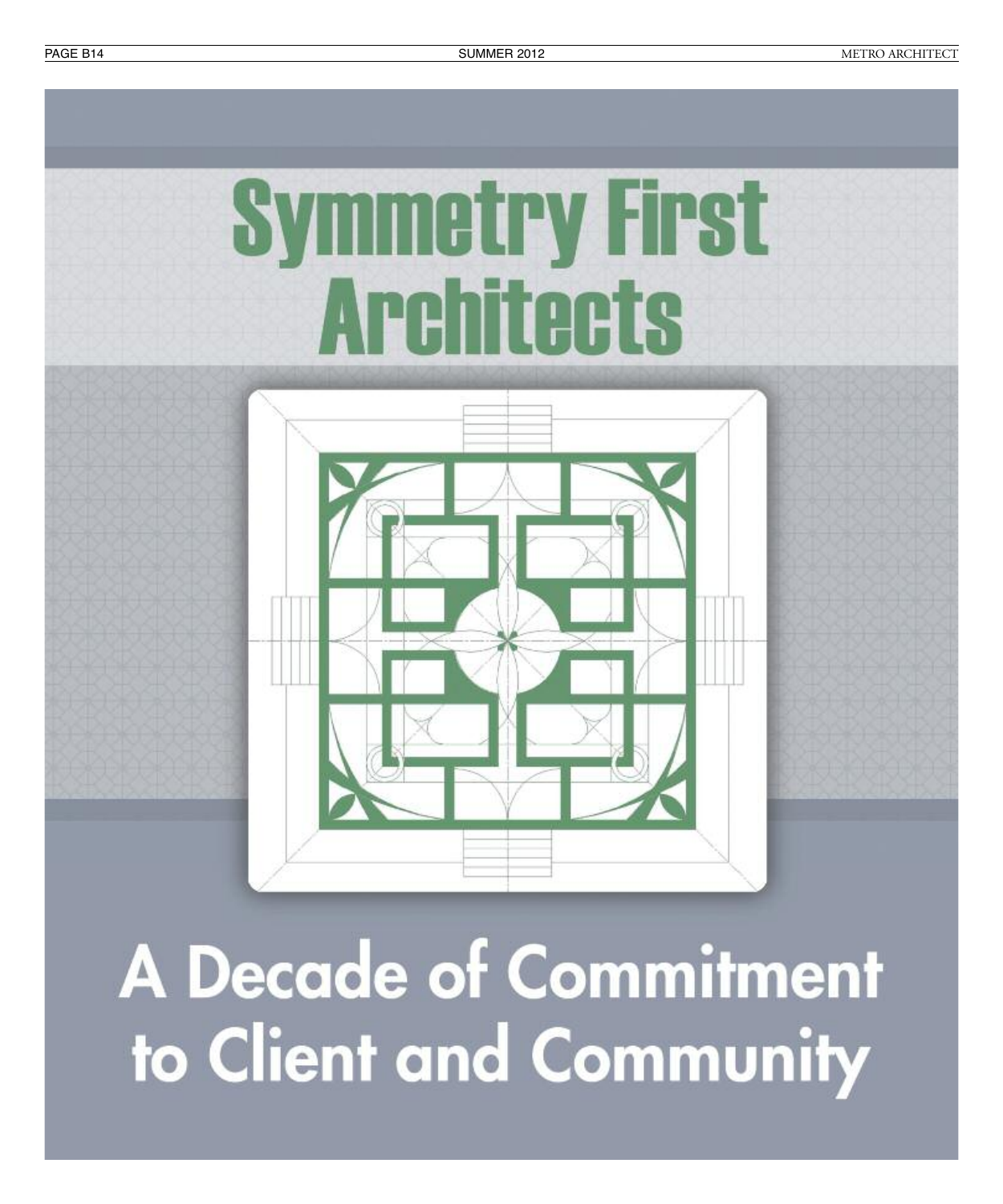# Symmetry First Architects

## A Decade of Commitment to Client and Community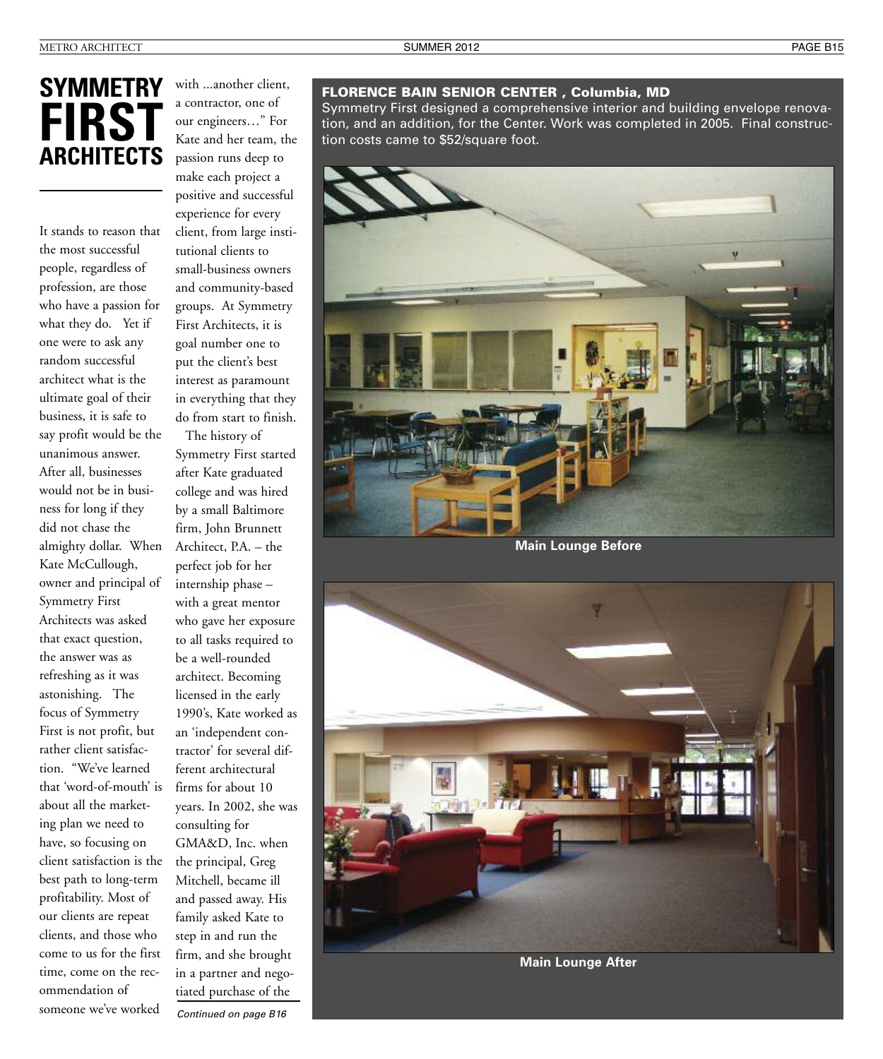# SYMMETRY FIRST ARCHITECTS

It stands to reason that the most successful people, regardless of profession, are those who have a passion for what they do. Yet if one were to ask any random successful architect what is the ultimate goal of their business, it is safe to say profit would be the unanimous answer. After all, businesses would not be in business for long if they did not chase the almighty dollar. When Kate McCullough, owner and principal of Symmetry First Architects was asked that exact question, the answer was as refreshing as it was astonishing. The focus of Symmetry First is not profit, but rather client satisfaction. "We've learned that 'word-of-mouth' is about all the marketing plan we need to have, so focusing on client satisfaction is the best path to long-term profitability. Most of our clients are repeat clients, and those who come to us for the first time, come on the recommendation of someone we've worked with ...another client, a contractor, one of our engineers…" For Kate and her team, the passion runs deep to make each project a positive and successful experience for every client, from large institutional clients to small-business owners and community-based groups. At Symmetry First Architects, it is goal number one to put the client's best interest as paramount in everything that they do from start to finish.

The history of Symmetry First started after Kate graduated college and was hired by a small Baltimore firm, John Brunnett Architect, P.A. – the perfect job for her internship phase – with a great mentor who gave her exposure to all tasks required to be a well-rounded architect. Becoming licensed in the early 1990's, Kate worked as an 'independent contractor' for several different architectural firms for about 10 years. In 2002, she was consulting for GMA&D, Inc. when the principal, Greg Mitchell, became ill and passed away. His family asked Kate to step in and run the firm, and she brought in a partner and negotiated purchase of the

*Continued on page B16*

**FLORENCE BAIN SENIOR CENTER , Columbia, MD**

Symmetry First designed a comprehensive interior and building envelope renovation, and an addition, for the Center. Work was completed in 2005. Final construction costs came to $52/square foot.

**Main Lounge Before**

**Main Lounge After**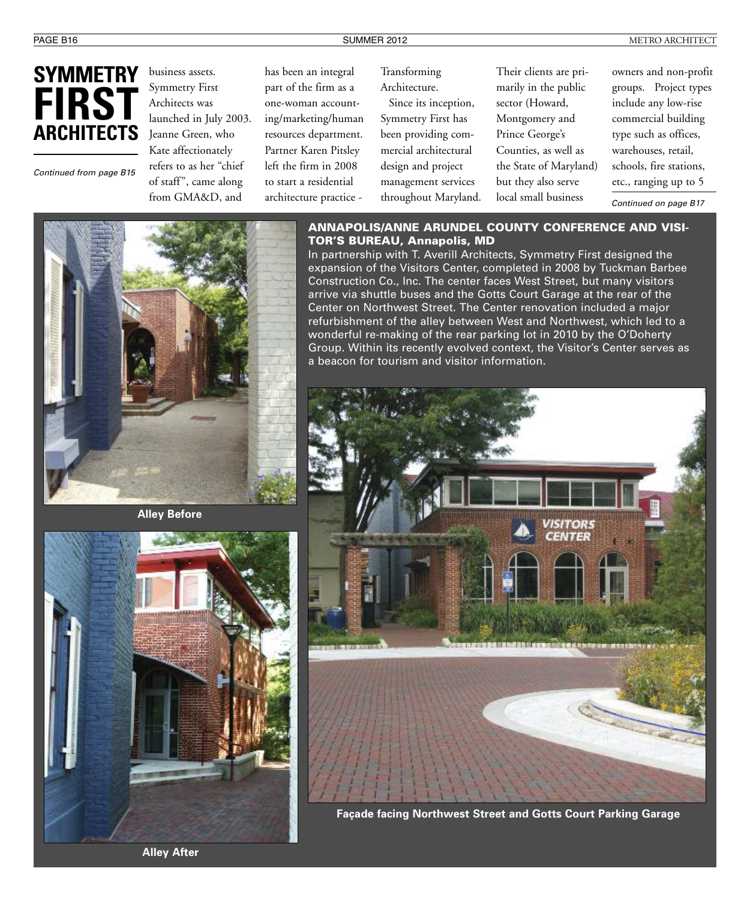# SYMMETRY FIRST ARCHITECTS

*Continued from page B15*

business assets. Symmetry First Architects was launched in July 2003. Jeanne Green, who Kate affectionately refers to as her "chief of staff", came along from GMA&D, and has been an integral part of the firm as a one-woman accounting/marketing/human resources department. Partner Karen Pitsley left the firm in 2008 to start a residential architecture practice - Transforming Architecture.

Since its inception, Symmetry First has been providing commercial architectural design and project management services throughout Maryland. Their clients are primarily in the public sector (Howard, Montgomery and Prince George's Counties, as well as the State of Maryland) but they also serve local small business owners and non-profit groups. Project types include any low-rise commercial building type such as offices, warehouses, retail, schools, fire stations, etc., ranging up to 5

*Continued on page B17*

## ANNAPOLIS/ANNE ARUNDEL COUNTY CONFERENCE AND VISITOR'S BUREAU, Annapolis, MD

In partnership with T. Averill Architects, Symmetry First designed the expansion of the Visitors Center, completed in 2008 by Tuckman Barbee Construction Co., Inc. The center faces West Street, but many visitors arrive via shuttle buses and the Gotts Court Garage at the rear of the Center on Northwest Street. The Center renovation included a major refurbishment of the alley between West and Northwest, which led to a wonderful re-making of the rear parking lot in 2010 by the O'Doherty Group. Within its recently evolved context, the Visitor's Center serves as a beacon for tourism and visitor information.

**Alley Before**

**Alley After**

**Façade facing Northwest Street and Gotts Court Parking Garage**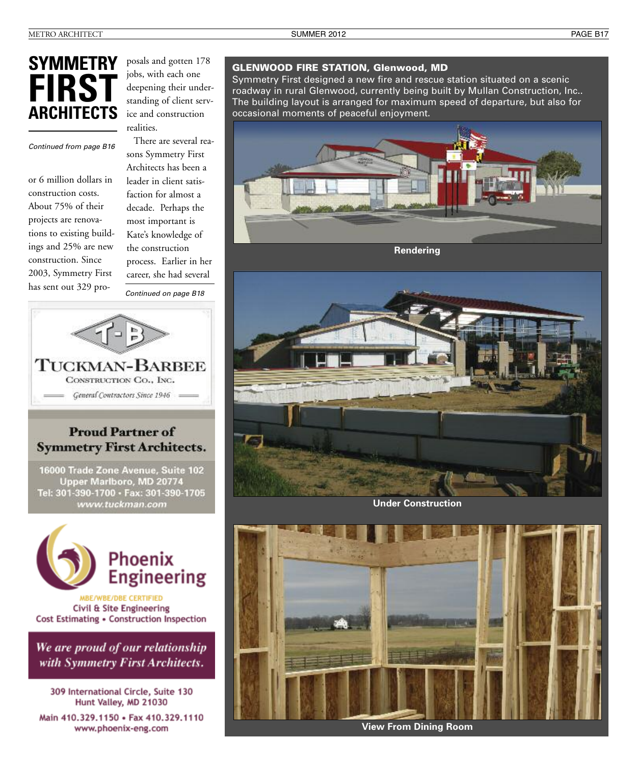# SYMMETRY FIRST ARCHITECTS

*Continued from page B16*

or 6 million dollars in construction costs. About 75% of their projects are renovations to existing buildings and 25% are new construction. Since 2003, Symmetry First has sent out 329 proposals and gotten 178 jobs, with each one deepening their understanding of client service and construction realities.

There are several reasons Symmetry First Architects has been a leader in client satisfaction for almost a decade. Perhaps the most important is Kate's knowledge of the construction process. Earlier in her career, she had several

*Continued on page B18*

T-B

**TUCKMAN-BARBEE**
CONSTRUCTION CO., INC.
*General Contractors Since 1946*

**Proud Partner of Symmetry First Architects.**

16000 Trade Zone Avenue, Suite 102
Upper Marlboro, MD 20774
Tel: 301-390-1700 • Fax: 301-390-1705
www.tuckman.com

**Phoenix Engineering**

MBE/WBE/DBE CERTIFIED
Civil & Site Engineering
Cost Estimating • Construction Inspection

*We are proud of our relationship with Symmetry First Architects.*

309 International Circle, Suite 130
Hunt Valley, MD 21030
Main 410.329.1150 • Fax 410.329.1110
www.phoenix-eng.com

## GLENWOOD FIRE STATION, Glenwood, MD

Symmetry First designed a new fire and rescue station situated on a scenic roadway in rural Glenwood, currently being built by Mullan Construction, Inc.. The building layout is arranged for maximum speed of departure, but also for occasional moments of peaceful enjoyment.

**Rendering**

**Under Construction**

**View From Dining Room**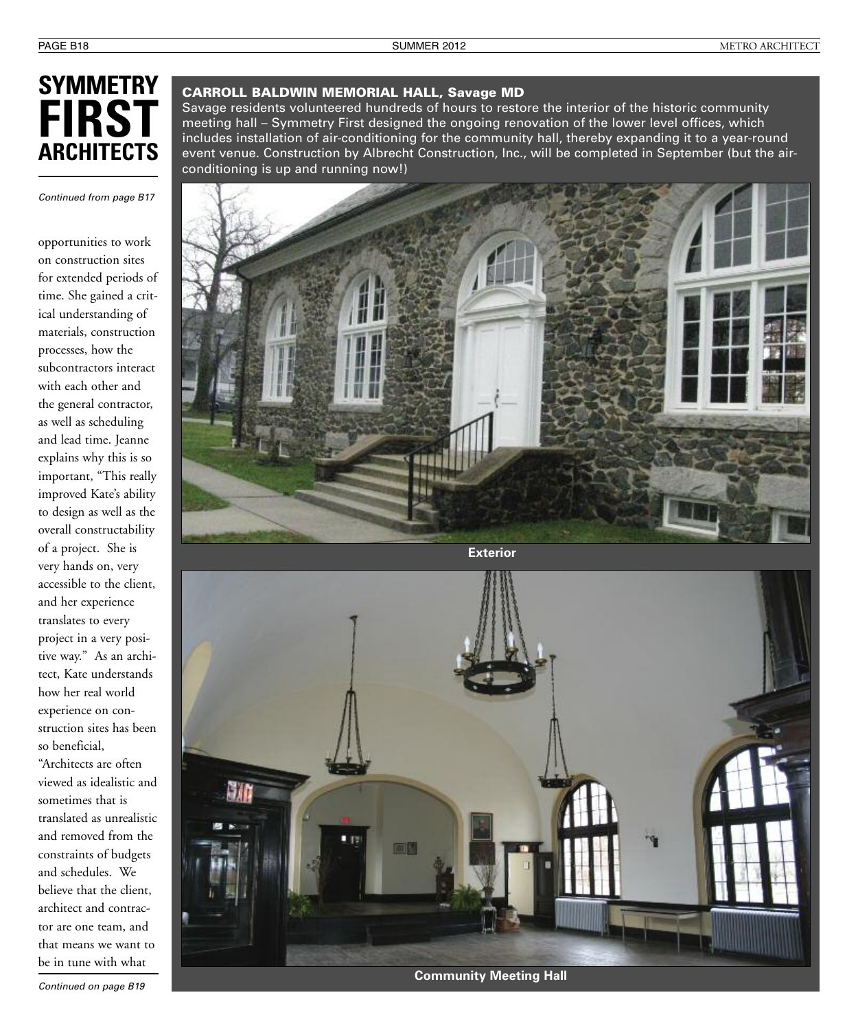# SYMMETRY FIRST ARCHITECTS

*Continued from page B17*

opportunities to work on construction sites for extended periods of time. She gained a critical understanding of materials, construction processes, how the subcontractors interact with each other and the general contractor, as well as scheduling and lead time. Jeanne explains why this is so important, "This really improved Kate's ability to design as well as the overall constructability of a project. She is very hands on, very accessible to the client, and her experience translates to every project in a very positive way." As an architect, Kate understands how her real world experience on construction sites has been so beneficial, "Architects are often viewed as idealistic and sometimes that is translated as unrealistic and removed from the constraints of budgets and schedules. We believe that the client, architect and contractor are one team, and that means we want to be in tune with what

*Continued on page B19*

## CARROLL BALDWIN MEMORIAL HALL, Savage MD

Savage residents volunteered hundreds of hours to restore the interior of the historic community meeting hall – Symmetry First designed the ongoing renovation of the lower level offices, which includes installation of air-conditioning for the community hall, thereby expanding it to a year-round event venue. Construction by Albrecht Construction, Inc., will be completed in September (but the air-conditioning is up and running now!)

**Exterior**

**Community Meeting Hall**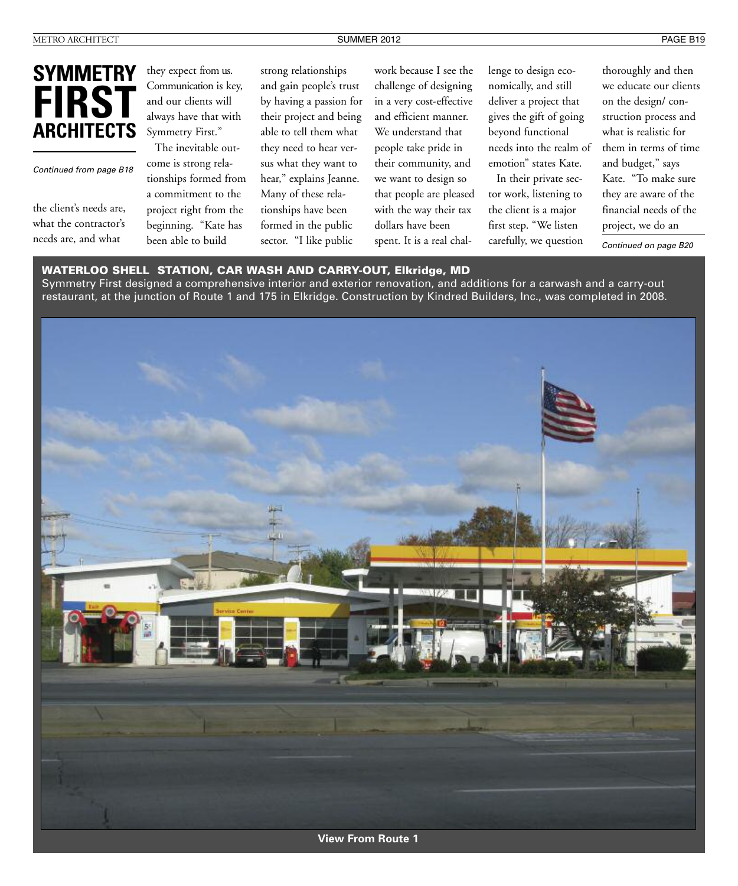# SYMMETRY FIRST ARCHITECTS

*Continued from page B18*

the client's needs are, what the contractor's needs are, and what they expect from us. Communication is key, and our clients will always have that with Symmetry First."

The inevitable outcome is strong relationships formed from a commitment to the project right from the beginning. "Kate has been able to build strong relationships and gain people's trust by having a passion for their project and being able to tell them what they need to hear versus what they want to hear," explains Jeanne. Many of these relationships have been formed in the public sector. "I like public work because I see the challenge of designing in a very cost-effective and efficient manner. We understand that people take pride in their community, and we want to design so that people are pleased with the way their tax dollars have been spent. It is a real challenge to design economically, and still deliver a project that gives the gift of going beyond functional needs into the realm of emotion" states Kate.

In their private sector work, listening to the client is a major first step. "We listen carefully, we question thoroughly and then we educate our clients on the design/ construction process and what is realistic for them in terms of time and budget," says Kate. "To make sure they are aware of the financial needs of the project, we do an

*Continued on page B20*

**WATERLOO SHELL STATION, CAR WASH AND CARRY-OUT, Elkridge, MD**

Symmetry First designed a comprehensive interior and exterior renovation, and additions for a carwash and a carry-out restaurant, at the junction of Route 1 and 175 in Elkridge. Construction by Kindred Builders, Inc., was completed in 2008.

**View From Route 1**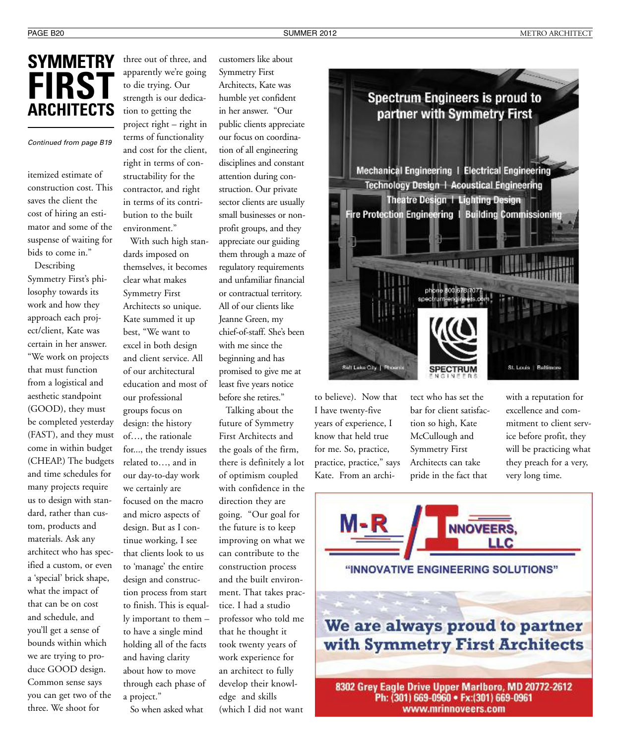# SYMMETRY FIRST ARCHITECTS

*Continued from page B19*

itemized estimate of construction cost. This saves the client the cost of hiring an estimator and some of the suspense of waiting for bids to come in."

Describing Symmetry First's philosophy towards its work and how they approach each project/client, Kate was certain in her answer. "We work on projects that must function from a logistical and aesthetic standpoint (GOOD), they must be completed yesterday (FAST), and they must come in within budget (CHEAP.) The budgets and time schedules for many projects require us to design with standard, rather than custom, products and materials. Ask any architect who has specified a custom, or even a 'special' brick shape, what the impact of that can be on cost and schedule, and you'll get a sense of bounds within which we are trying to produce GOOD design. Common sense says you can get two of the three. We shoot for three out of three, and apparently we're going to die trying. Our strength is our dedication to getting the project right – right in terms of functionality and cost for the client, right in terms of constructability for the contractor, and right in terms of its contribution to the built environment."

With such high standards imposed on themselves, it becomes clear what makes Symmetry First Architects so unique. Kate summed it up best, "We want to excel in both design and client service. All of our architectural education and most of our professional groups focus on design: the history of…, the rationale for..., the trendy issues related to…, and in our day-to-day work we certainly are focused on the macro and micro aspects of design. But as I continue working, I see that clients look to us to 'manage' the entire design and construction process from start to finish. This is equally important to them – to have a single mind holding all of the facts and having clarity about how to move through each phase of a project."

So when asked what customers like about Symmetry First Architects, Kate was humble yet confident in her answer. "Our public clients appreciate our focus on coordination of all engineering disciplines and constant attention during construction. Our private sector clients are usually small businesses or non-profit groups, and they appreciate our guiding them through a maze of regulatory requirements and unfamiliar financial or contractual territory. All of our clients like Jeanne Green, my chief-of-staff. She's been with me since the beginning and has promised to give me at least five years notice before she retires."

Talking about the future of Symmetry First Architects and the goals of the firm, there is definitely a lot of optimism coupled with confidence in the direction they are going. "Our goal for the future is to keep improving on what we can contribute to the construction process and the built environment. That takes practice. I had a studio professor who told me that he thought it took twenty years of work experience for an architect to fully develop their knowledge and skills (which I did not want to believe). Now that I have twenty-five years of experience, I know that held true for me. So, practice, practice, practice," says Kate. From an architect who has set the bar for client satisfaction so high, Kate McCullough and Symmetry First Architects can take pride in the fact that with a reputation for excellence and commitment to client service before profit, they will be practicing what they preach for a very, very long time.

---

**Spectrum Engineers is proud to partner with Symmetry First**

Mechanical Engineering | Electrical Engineering
Technology Design | Acoustical Engineering
Theatre Design | Lighting Design
Fire Protection Engineering | Building Commissioning

phone 800.678.7077
spectrum-engineers.com

SPECTRUM ENGINEERS

Salt Lake City | Phoenix | St. Louis | Baltimore

---

**M-R INNOVEERS, LLC**

"INNOVATIVE ENGINEERING SOLUTIONS"

**We are always proud to partner with Symmetry First Architects**

8302 Grey Eagle Drive Upper Marlboro, MD 20772-2612
Ph: (301) 669-0960 • Fx:(301) 669-0961
www.mrinnoveers.com